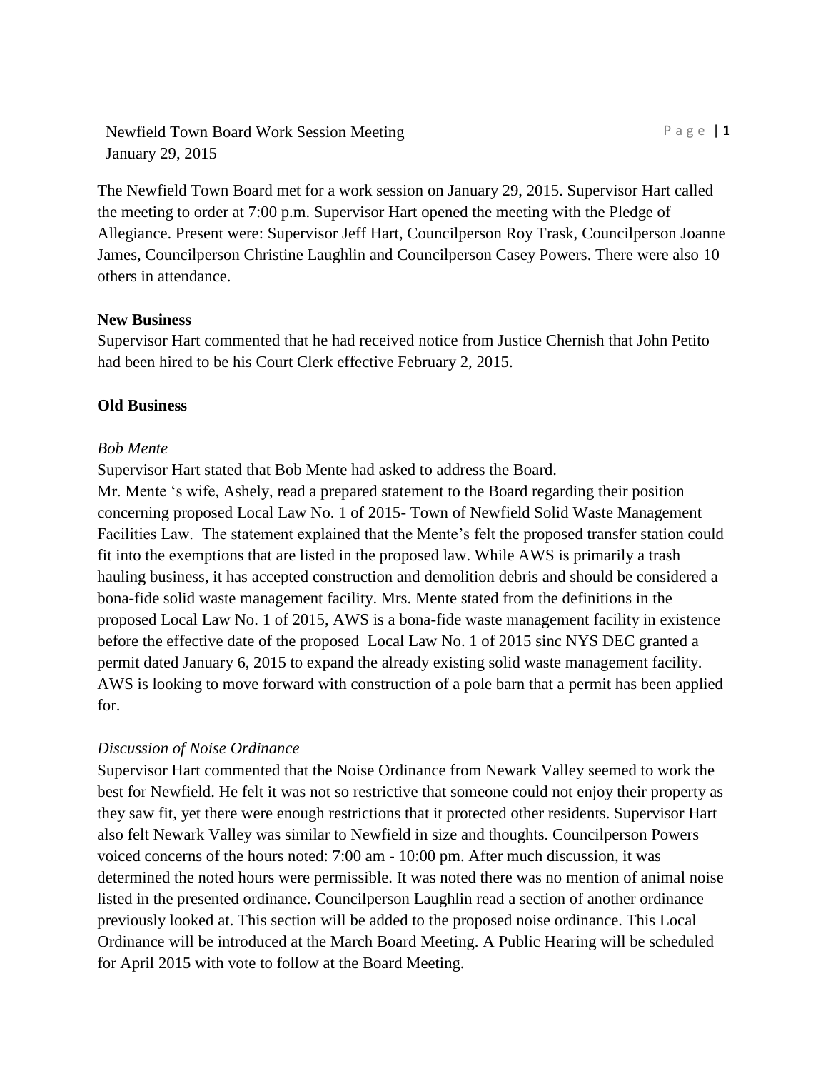Newfield Town Board Work Session Meeting
January 29, 2015

The Newfield Town Board met for a work session on January 29, 2015. Supervisor Hart called the meeting to order at 7:00 p.m. Supervisor Hart opened the meeting with the Pledge of Allegiance. Present were: Supervisor Jeff Hart, Councilperson Roy Trask, Councilperson Joanne James, Councilperson Christine Laughlin and Councilperson Casey Powers. There were also 10 others in attendance.

**New Business**
Supervisor Hart commented that he had received notice from Justice Chernish that John Petito had been hired to be his Court Clerk effective February 2, 2015.

**Old Business**

*Bob Mente*
Supervisor Hart stated that Bob Mente had asked to address the Board.
Mr. Mente 's wife, Ashely, read a prepared statement to the Board regarding their position concerning proposed Local Law No. 1 of 2015- Town of Newfield Solid Waste Management Facilities Law. The statement explained that the Mente's felt the proposed transfer station could fit into the exemptions that are listed in the proposed law. While AWS is primarily a trash hauling business, it has accepted construction and demolition debris and should be considered a bona-fide solid waste management facility. Mrs. Mente stated from the definitions in the proposed Local Law No. 1 of 2015, AWS is a bona-fide waste management facility in existence before the effective date of the proposed Local Law No. 1 of 2015 sinc NYS DEC granted a permit dated January 6, 2015 to expand the already existing solid waste management facility. AWS is looking to move forward with construction of a pole barn that a permit has been applied for.

*Discussion of Noise Ordinance*
Supervisor Hart commented that the Noise Ordinance from Newark Valley seemed to work the best for Newfield. He felt it was not so restrictive that someone could not enjoy their property as they saw fit, yet there were enough restrictions that it protected other residents. Supervisor Hart also felt Newark Valley was similar to Newfield in size and thoughts. Councilperson Powers voiced concerns of the hours noted: 7:00 am - 10:00 pm. After much discussion, it was determined the noted hours were permissible. It was noted there was no mention of animal noise listed in the presented ordinance. Councilperson Laughlin read a section of another ordinance previously looked at. This section will be added to the proposed noise ordinance. This Local Ordinance will be introduced at the March Board Meeting. A Public Hearing will be scheduled for April 2015 with vote to follow at the Board Meeting.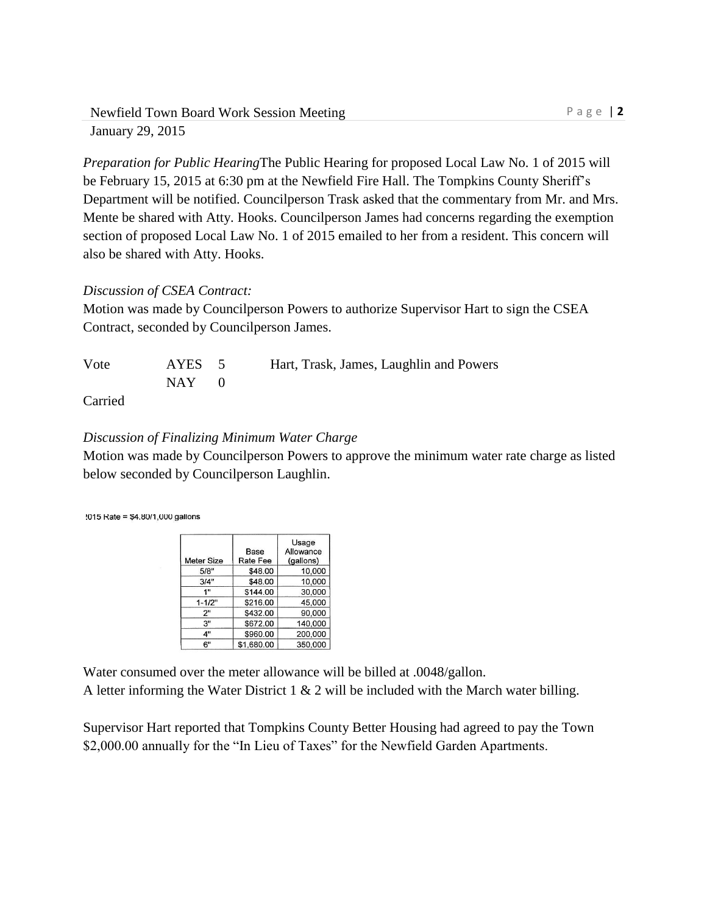*Preparation for Public Hearing*The Public Hearing for proposed Local Law No. 1 of 2015 will be February 15, 2015 at 6:30 pm at the Newfield Fire Hall. The Tompkins County Sheriff's Department will be notified. Councilperson Trask asked that the commentary from Mr. and Mrs. Mente be shared with Atty. Hooks. Councilperson James had concerns regarding the exemption section of proposed Local Law No. 1 of 2015 emailed to her from a resident. This concern will also be shared with Atty. Hooks.

*Discussion of CSEA Contract:*

Motion was made by Councilperson Powers to authorize Supervisor Hart to sign the CSEA Contract, seconded by Councilperson James.

| Vote | AYES | 5 | Hart, Trask, James, Laughlin and Powers |
|---|---|---|---|
| | NAY | 0 | |

Carried

*Discussion of Finalizing Minimum Water Charge*

Motion was made by Councilperson Powers to approve the minimum water rate charge as listed below seconded by Councilperson Laughlin.

!015 Rate = $4.80/1,000 gallons

| Meter Size | Base Rate Fee | Usage Allowance (gallons) |
|---|---|---|
| 5/8" | $48.00 | 10,000 |
| 3/4" | $48.00 | 10,000 |
| 1" | $144.00 | 30,000 |
| 1-1/2" | $216.00 | 45,000 |
| 2" | $432.00 | 90,000 |
| 3" | $672.00 | 140,000 |
| 4" | $960.00 | 200,000 |
| 6" | $1,680.00 | 350,000 |

Water consumed over the meter allowance will be billed at .0048/gallon.
A letter informing the Water District 1 & 2 will be included with the March water billing.

Supervisor Hart reported that Tompkins County Better Housing had agreed to pay the Town $2,000.00 annually for the "In Lieu of Taxes" for the Newfield Garden Apartments.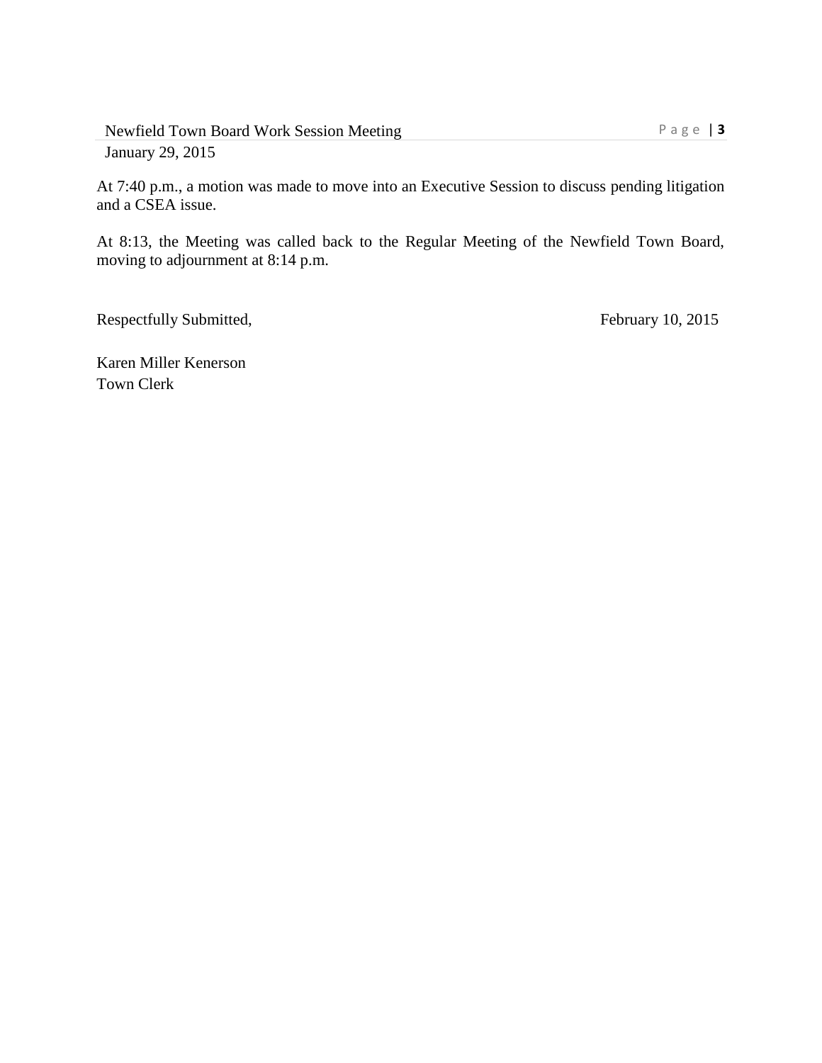At 7:40 p.m., a motion was made to move into an Executive Session to discuss pending litigation and a CSEA issue.

At 8:13, the Meeting was called back to the Regular Meeting of the Newfield Town Board, moving to adjournment at 8:14 p.m.

Respectfully Submitted, February 10, 2015

Karen Miller Kenerson
Town Clerk